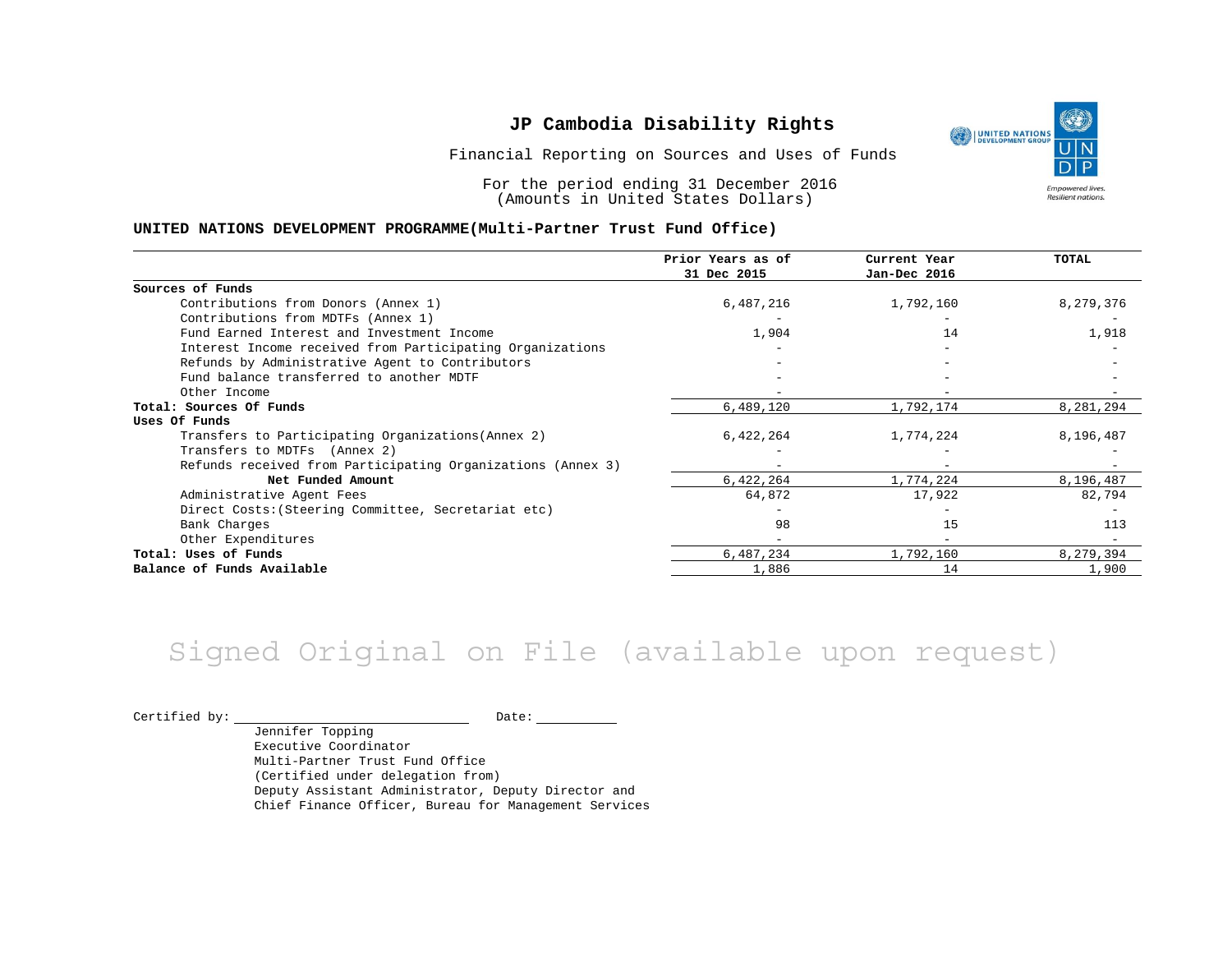# JP Cambodia Disability Rights

Financial Reporting on Sources and Uses of Funds

For the period ending 31 December 2016
(Amounts in United States Dollars)

## UNITED NATIONS DEVELOPMENT PROGRAMME(Multi-Partner Trust Fund Office)

| | Prior Years as of 31 Dec 2015 | Current Year Jan-Dec 2016 | TOTAL |
|---|---|---|---|
| **Sources of Funds** | | | |
| Contributions from Donors (Annex 1) | 6,487,216 | 1,792,160 | 8,279,376 |
| Contributions from MDTFs (Annex 1) | - | - | - |
| Fund Earned Interest and Investment Income | 1,904 | 14 | 1,918 |
| Interest Income received from Participating Organizations | - | - | - |
| Refunds by Administrative Agent to Contributors | - | - | - |
| Fund balance transferred to another MDTF | - | - | - |
| Other Income | - | - | - |
| **Total: Sources Of Funds** | 6,489,120 | 1,792,174 | 8,281,294 |
| **Uses Of Funds** | | | |
| Transfers to Participating Organizations(Annex 2) | 6,422,264 | 1,774,224 | 8,196,487 |
| Transfers to MDTFs (Annex 2) | - | - | - |
| Refunds received from Participating Organizations (Annex 3) | - | - | - |
| **Net Funded Amount** | 6,422,264 | 1,774,224 | 8,196,487 |
| Administrative Agent Fees | 64,872 | 17,922 | 82,794 |
| Direct Costs:(Steering Committee, Secretariat etc) | - | - | - |
| Bank Charges | 98 | 15 | 113 |
| Other Expenditures | - | - | - |
| **Total: Uses of Funds** | 6,487,234 | 1,792,160 | 8,279,394 |
| **Balance of Funds Available** | 1,886 | 14 | 1,900 |

Signed Original on File (available upon request)

Certified by: ______________________ Date: __________

Jennifer Topping
Executive Coordinator
Multi-Partner Trust Fund Office
(Certified under delegation from)
Deputy Assistant Administrator, Deputy Director and
Chief Finance Officer, Bureau for Management Services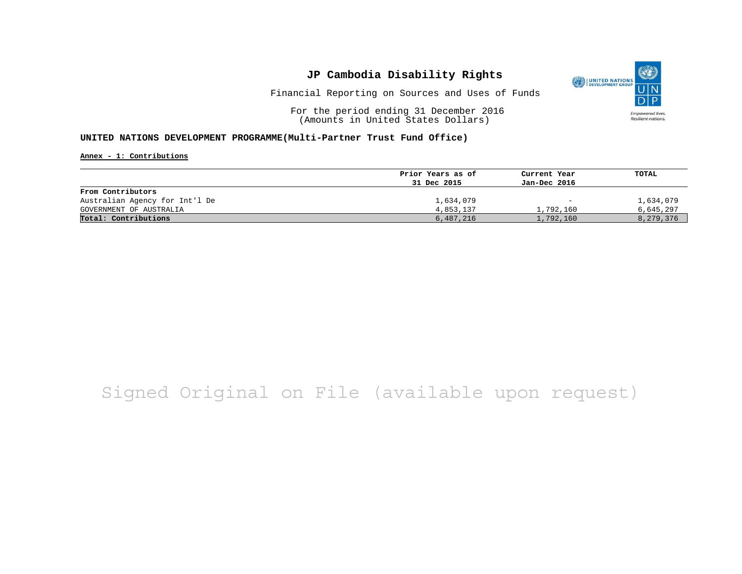# JP Cambodia Disability Rights

Financial Reporting on Sources and Uses of Funds

For the period ending 31 December 2016
(Amounts in United States Dollars)

**UNITED NATIONS DEVELOPMENT PROGRAMME(Multi-Partner Trust Fund Office)**

**Annex - 1: Contributions**

| | Prior Years as of 31 Dec 2015 | Current Year Jan-Dec 2016 | TOTAL |
|---|---|---|---|
| **From Contributors** | | | |
| Australian Agency for Int'l De | 1,634,079 | - | 1,634,079 |
| GOVERNMENT OF AUSTRALIA | 4,853,137 | 1,792,160 | 6,645,297 |
| **Total: Contributions** | 6,487,216 | 1,792,160 | 8,279,376 |

Signed Original on File (available upon request)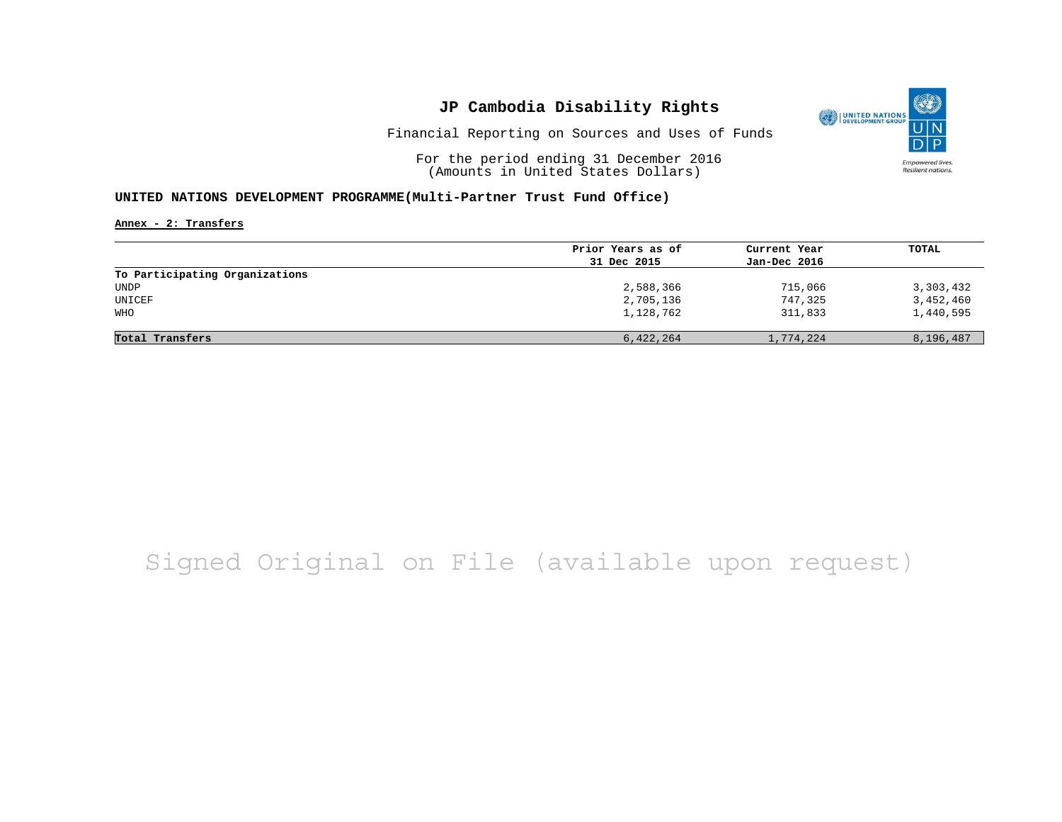# JP Cambodia Disability Rights

Financial Reporting on Sources and Uses of Funds

For the period ending 31 December 2016
(Amounts in United States Dollars)

**UNITED NATIONS DEVELOPMENT PROGRAMME(Multi-Partner Trust Fund Office)**

**Annex - 2: Transfers**

| | Prior Years as of 31 Dec 2015 | Current Year Jan-Dec 2016 | TOTAL |
|---|---|---|---|
| **To Participating Organizations** | | | |
| UNDP | 2,588,366 | 715,066 | 3,303,432 |
| UNICEF | 2,705,136 | 747,325 | 3,452,460 |
| WHO | 1,128,762 | 311,833 | 1,440,595 |
| **Total Transfers** | 6,422,264 | 1,774,224 | 8,196,487 |

Signed Original on File (available upon request)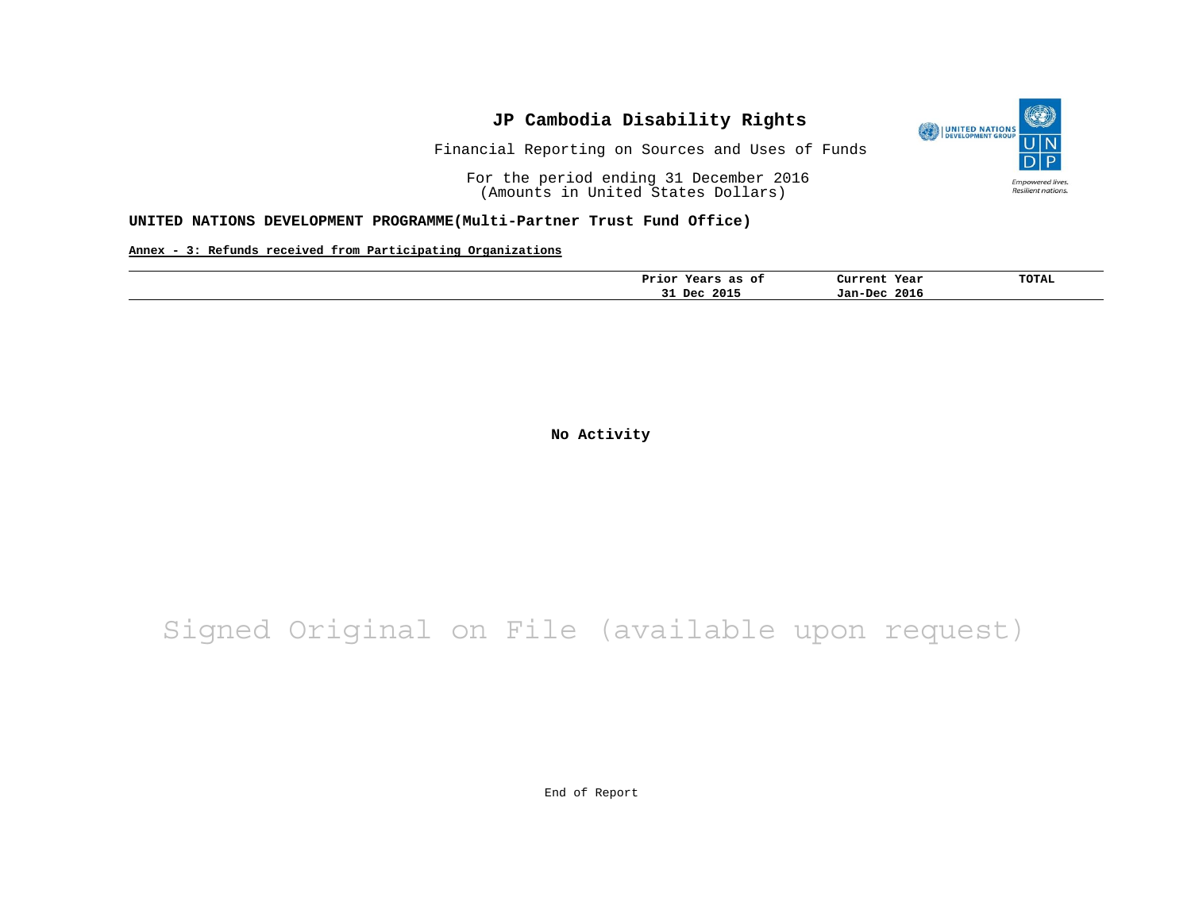# JP Cambodia Disability Rights

Financial Reporting on Sources and Uses of Funds

For the period ending 31 December 2016
(Amounts in United States Dollars)

**UNITED NATIONS DEVELOPMENT PROGRAMME(Multi-Partner Trust Fund Office)**

**Annex - 3: Refunds received from Participating Organizations**

| | Prior Years as of 31 Dec 2015 | Current Year Jan-Dec 2016 | TOTAL |
|---|---|---|---|

**No Activity**

Signed Original on File (available upon request)

End of Report